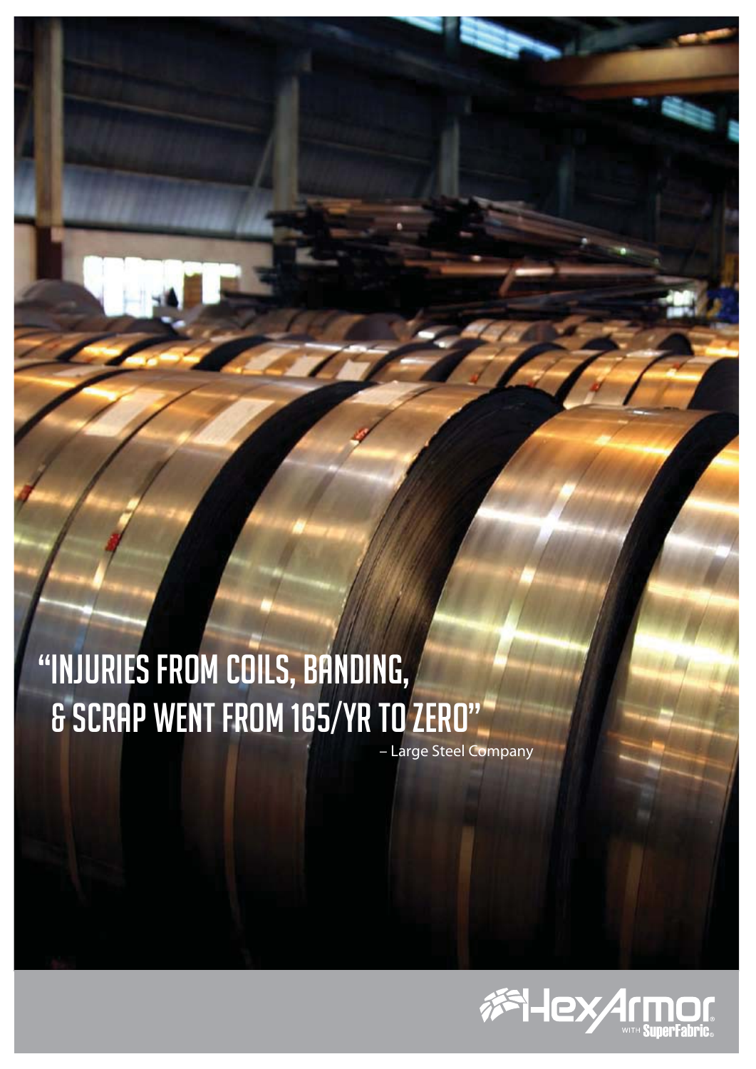# "INJURIES FROM COILS, BANDING, & SCRAP WENT FROM 165/YR TO ZERO"

– Large Steel Company

HexArmor® WITH SuperFabric®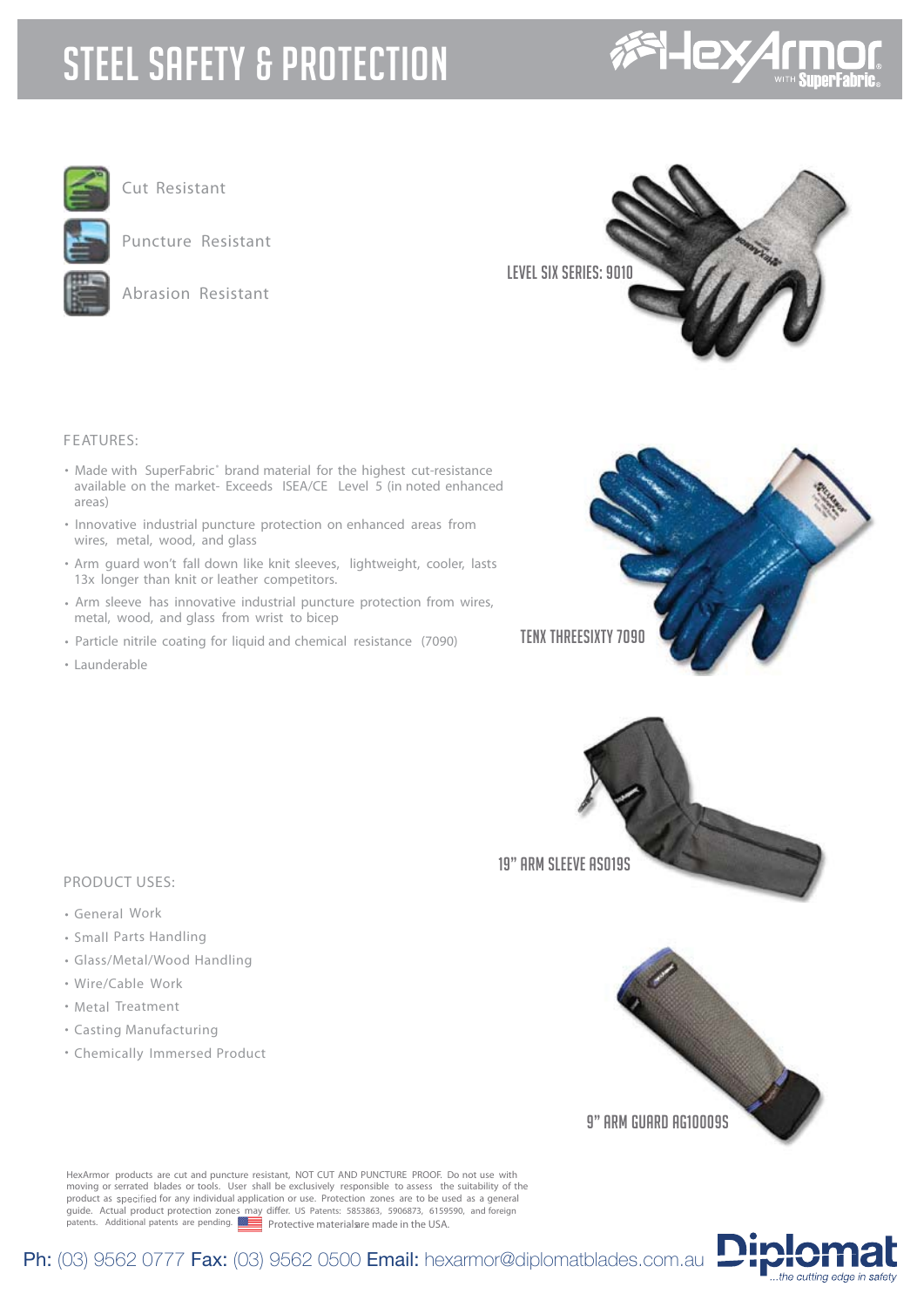# STEEL SAFETY & PROTECTION

HexArmor WITH SuperFabric®

- Cut Resistant
- Puncture Resistant
- Abrasion Resistant

LEVEL SIX SERIES: 9010

FEATURES:

- Made with SuperFabric® brand material for the highest cut-resistance available on the market- Exceeds ISEA/CE Level 5 (in noted enhanced areas)
- Innovative industrial puncture protection on enhanced areas from wires, metal, wood, and glass
- Arm guard won't fall down like knit sleeves, lightweight, cooler, lasts 13x longer than knit or leather competitors.
- Arm sleeve has innovative industrial puncture protection from wires, metal, wood, and glass from wrist to bicep
- Particle nitrile coating for liquid and chemical resistance (7090)
- Launderable

TENX THREESIXTY 7090

19" ARM SLEEVE AS019S

PRODUCT USES:

- General Work
- Small Parts Handling
- Glass/Metal/Wood Handling
- Wire/Cable Work
- Metal Treatment
- Casting Manufacturing
- Chemically Immersed Product

9" ARM GUARD AG10009S

HexArmor products are cut and puncture resistant, NOT CUT AND PUNCTURE PROOF. Do not use with moving or serrated blades or tools. User shall be exclusively responsible to assess the suitability of the product as specified for any individual application or use. Protection zones are to be used as a general guide. Actual product protection zones may differ. US Patents: 5853863, 5906873, 6159590, and foreign patents. Additional patents are pending. Protective materials are made in the USA.

Ph: (03) 9562 0777 Fax: (03) 9562 0500 Email: hexarmor@diplomatblades.com.au

Diplomat ...the cutting edge in safety